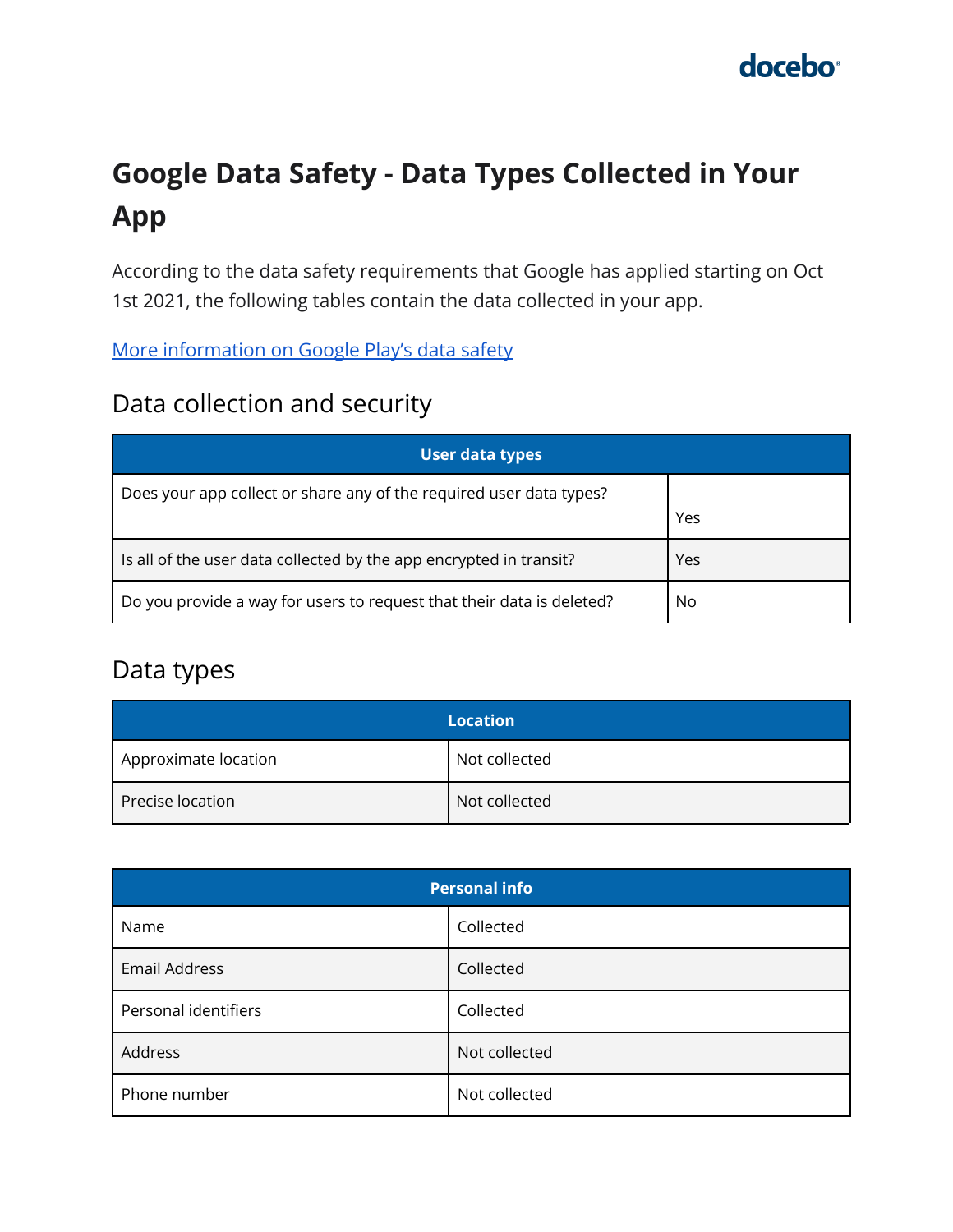# Google Data Safety - Data Types Collected in Your App

According to the data safety requirements that Google has applied starting on Oct 1st 2021, the following tables contain the data collected in your app.

[More information on Google Play's data safety](#)

## Data collection and security

| User data types | |
|---|---|
| Does your app collect or share any of the required user data types? | Yes |
| Is all of the user data collected by the app encrypted in transit? | Yes |
| Do you provide a way for users to request that their data is deleted? | No |

## Data types

| Location | |
|---|---|
| Approximate location | Not collected |
| Precise location | Not collected |

| Personal info | |
|---|---|
| Name | Collected |
| Email Address | Collected |
| Personal identifiers | Collected |
| Address | Not collected |
| Phone number | Not collected |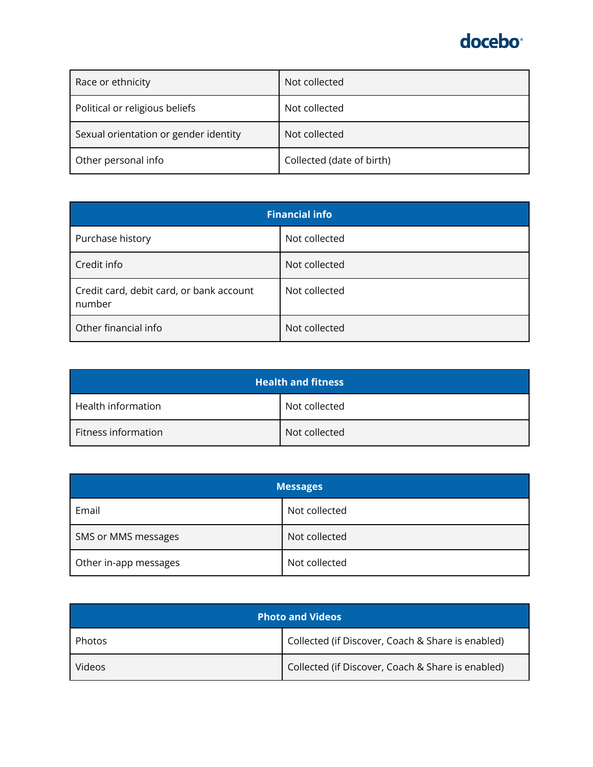| | |
|---|---|
| Race or ethnicity | Not collected |
| Political or religious beliefs | Not collected |
| Sexual orientation or gender identity | Not collected |
| Other personal info | Collected (date of birth) |

| Financial info | |
|---|---|
| Purchase history | Not collected |
| Credit info | Not collected |
| Credit card, debit card, or bank account number | Not collected |
| Other financial info | Not collected |

| Health and fitness | |
|---|---|
| Health information | Not collected |
| Fitness information | Not collected |

| Messages | |
|---|---|
| Email | Not collected |
| SMS or MMS messages | Not collected |
| Other in-app messages | Not collected |

| Photo and Videos | |
|---|---|
| Photos | Collected (if Discover, Coach & Share is enabled) |
| Videos | Collected (if Discover, Coach & Share is enabled) |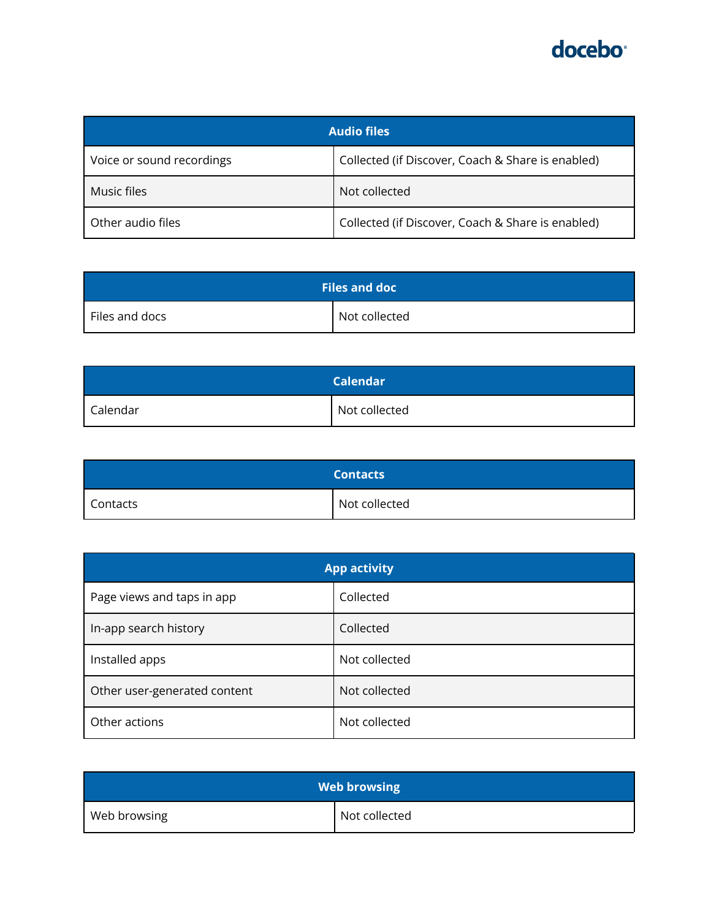| Audio files | |
|---|---|
| Voice or sound recordings | Collected (if Discover, Coach & Share is enabled) |
| Music files | Not collected |
| Other audio files | Collected (if Discover, Coach & Share is enabled) |

| Files and doc | |
|---|---|
| Files and docs | Not collected |

| Calendar | |
|---|---|
| Calendar | Not collected |

| Contacts | |
|---|---|
| Contacts | Not collected |

| App activity | |
|---|---|
| Page views and taps in app | Collected |
| In-app search history | Collected |
| Installed apps | Not collected |
| Other user-generated content | Not collected |
| Other actions | Not collected |

| Web browsing | |
|---|---|
| Web browsing | Not collected |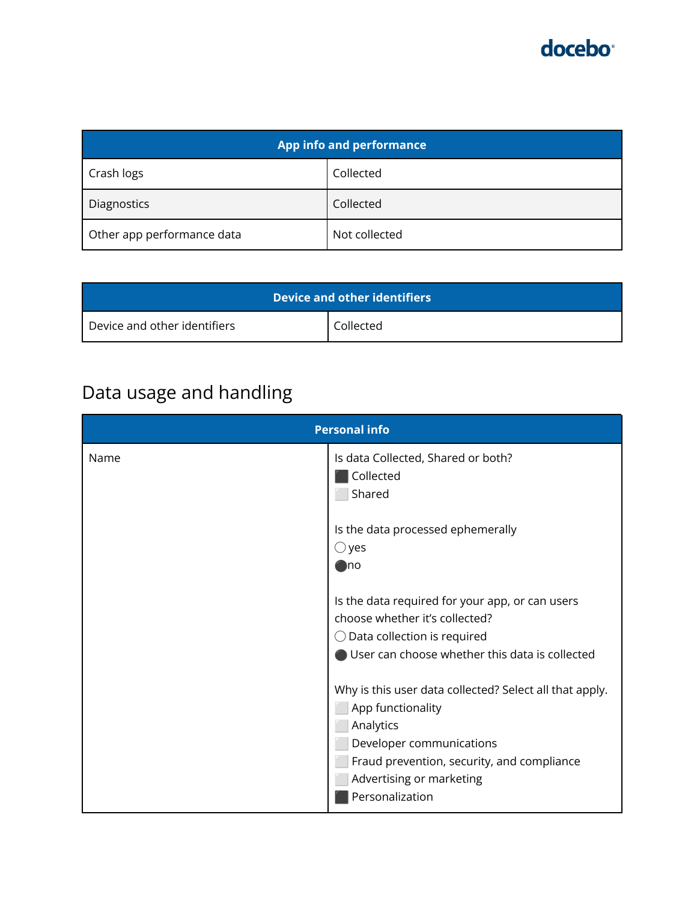| App info and performance | |
|---|---|
| Crash logs | Collected |
| Diagnostics | Collected |
| Other app performance data | Not collected |

| Device and other identifiers | |
|---|---|
| Device and other identifiers | Collected |

## Data usage and handling

| Personal info | |
|---|---|
| Name | Is data Collected, Shared or both?<br>⬛ Collected<br>⬜ Shared<br><br>Is the data processed ephemerally<br>◯ yes<br>⚫ no<br><br>Is the data required for your app, or can users choose whether it's collected?<br>◯ Data collection is required<br>⚫ User can choose whether this data is collected<br><br>Why is this user data collected? Select all that apply.<br>⬜ App functionality<br>⬜ Analytics<br>⬜ Developer communications<br>⬜ Fraud prevention, security, and compliance<br>⬜ Advertising or marketing<br>⬛ Personalization |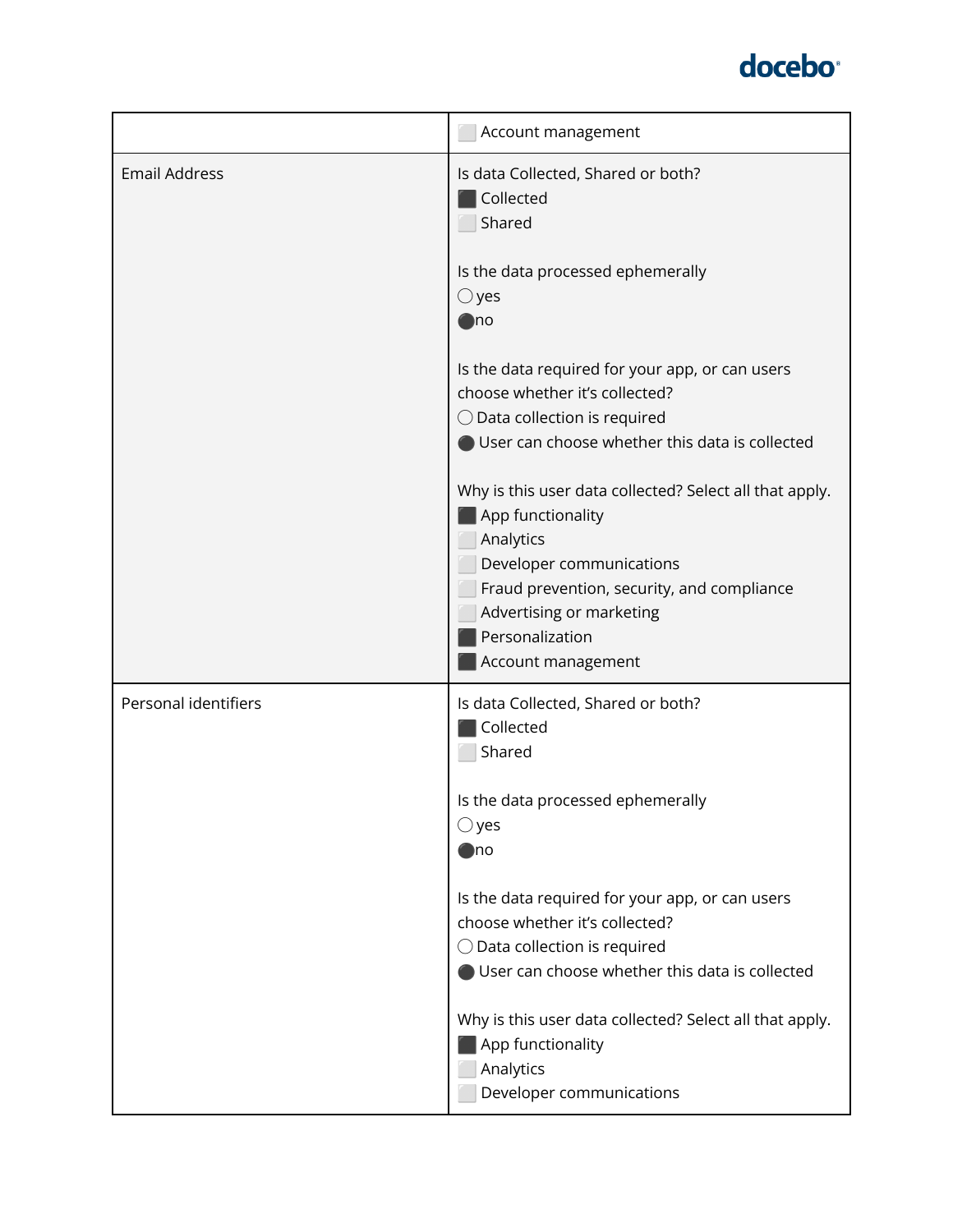| | |
|---|---|
| | ⬜ Account management |
| Email Address | Is data Collected, Shared or both?<br>⬛ Collected<br>⬜ Shared<br><br>Is the data processed ephemerally<br>◯ yes<br>⚫ no<br><br>Is the data required for your app, or can users choose whether it's collected?<br>◯ Data collection is required<br>⚫ User can choose whether this data is collected<br><br>Why is this user data collected? Select all that apply.<br>⬛ App functionality<br>⬜ Analytics<br>⬜ Developer communications<br>⬜ Fraud prevention, security, and compliance<br>⬜ Advertising or marketing<br>⬛ Personalization<br>⬛ Account management |
| Personal identifiers | Is data Collected, Shared or both?<br>⬛ Collected<br>⬜ Shared<br><br>Is the data processed ephemerally<br>◯ yes<br>⚫ no<br><br>Is the data required for your app, or can users choose whether it's collected?<br>◯ Data collection is required<br>⚫ User can choose whether this data is collected<br><br>Why is this user data collected? Select all that apply.<br>⬛ App functionality<br>⬜ Analytics<br>⬜ Developer communications |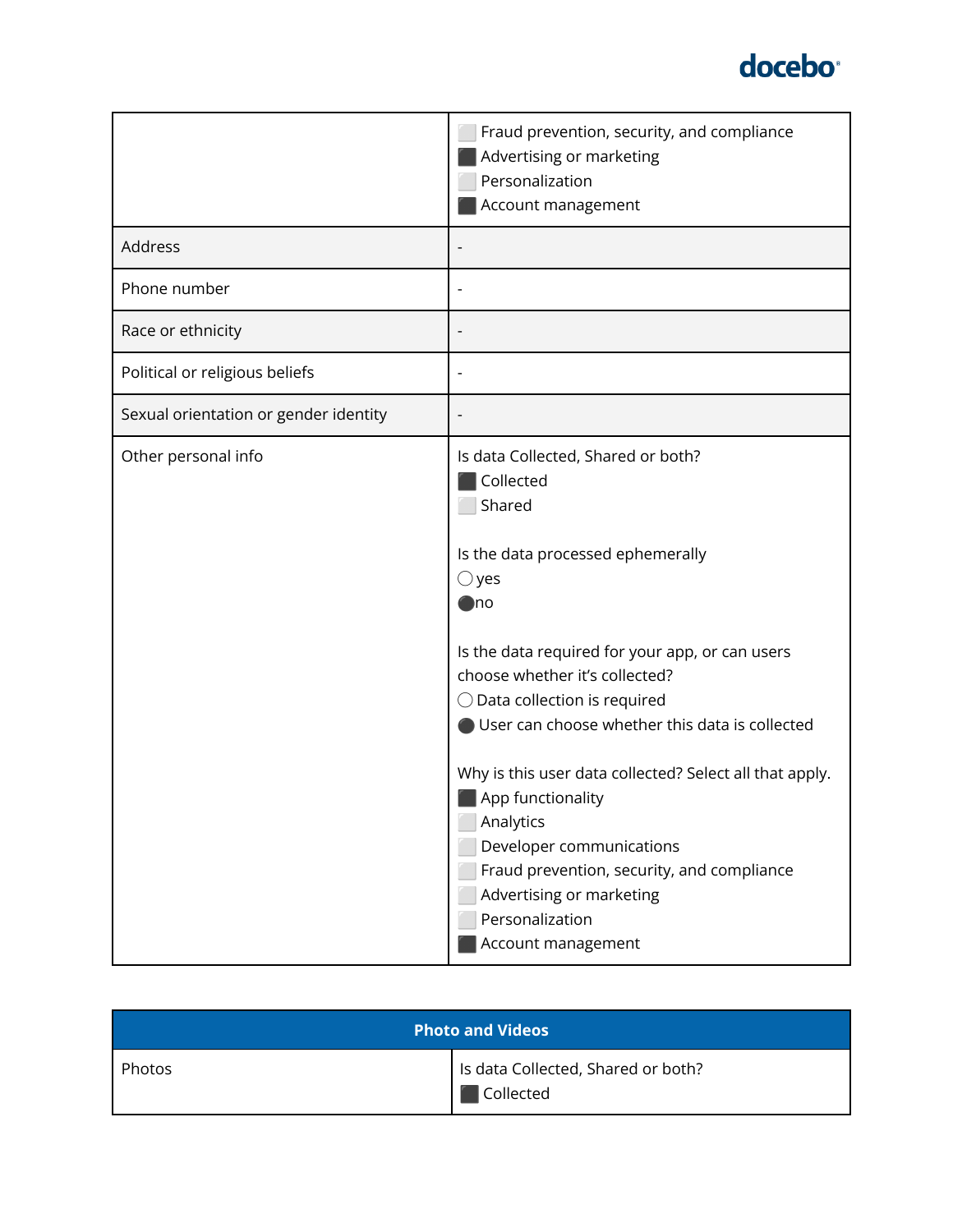| | |
|---|---|
| | ⬜ Fraud prevention, security, and compliance<br>⬛ Advertising or marketing<br>⬜ Personalization<br>⬛ Account management |
| Address | - |
| Phone number | - |
| Race or ethnicity | - |
| Political or religious beliefs | - |
| Sexual orientation or gender identity | - |
| Other personal info | Is data Collected, Shared or both?<br>⬛ Collected<br>⬜ Shared<br><br>Is the data processed ephemerally<br>◯ yes<br>⚫ no<br><br>Is the data required for your app, or can users choose whether it's collected?<br>◯ Data collection is required<br>⚫ User can choose whether this data is collected<br><br>Why is this user data collected? Select all that apply.<br>⬛ App functionality<br>⬜ Analytics<br>⬜ Developer communications<br>⬜ Fraud prevention, security, and compliance<br>⬜ Advertising or marketing<br>⬜ Personalization<br>⬛ Account management |

| **Photo and Videos** | |
|---|---|
| Photos | Is data Collected, Shared or both?<br>⬛ Collected |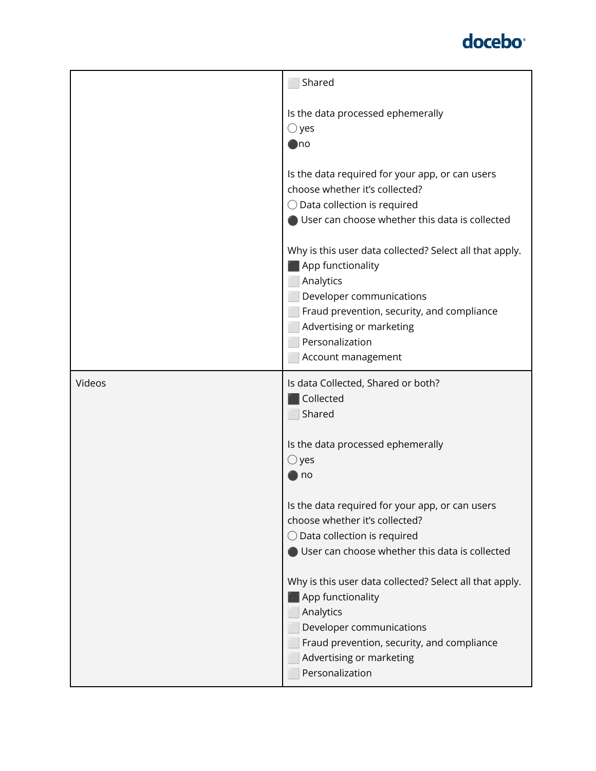| | |
|---|---|
| | ⬜ Shared<br><br>Is the data processed ephemerally<br>◯ yes<br>⚫ no<br><br>Is the data required for your app, or can users choose whether it's collected?<br>◯ Data collection is required<br>⚫ User can choose whether this data is collected<br><br>Why is this user data collected? Select all that apply.<br>⬛ App functionality<br>⬜ Analytics<br>⬜ Developer communications<br>⬜ Fraud prevention, security, and compliance<br>⬜ Advertising or marketing<br>⬜ Personalization<br>⬜ Account management |
| Videos | Is data Collected, Shared or both?<br>⬛ Collected<br>⬜ Shared<br><br>Is the data processed ephemerally<br>◯ yes<br>⚫ no<br><br>Is the data required for your app, or can users choose whether it's collected?<br>◯ Data collection is required<br>⚫ User can choose whether this data is collected<br><br>Why is this user data collected? Select all that apply.<br>⬛ App functionality<br>⬜ Analytics<br>⬜ Developer communications<br>⬜ Fraud prevention, security, and compliance<br>⬜ Advertising or marketing<br>⬜ Personalization |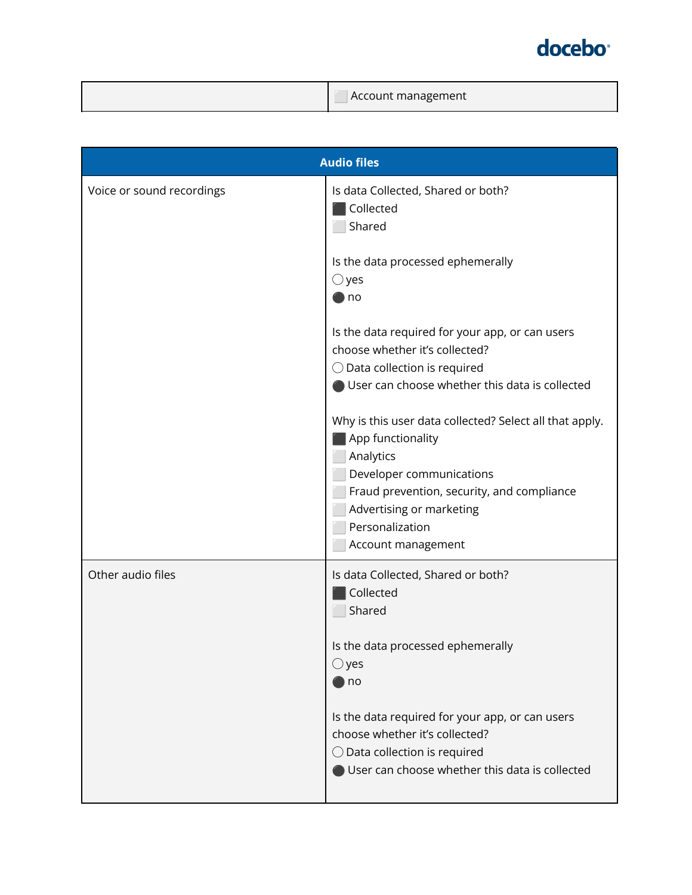| | ⬜ Account management |
|---|---|

| Audio files | |
|---|---|
| Voice or sound recordings | Is data Collected, Shared or both?<br>⬛ Collected<br>⬜ Shared<br><br>Is the data processed ephemerally<br>◯ yes<br>⚫ no<br><br>Is the data required for your app, or can users choose whether it's collected?<br>◯ Data collection is required<br>⚫ User can choose whether this data is collected<br><br>Why is this user data collected? Select all that apply.<br>⬛ App functionality<br>⬜ Analytics<br>⬜ Developer communications<br>⬜ Fraud prevention, security, and compliance<br>⬜ Advertising or marketing<br>⬜ Personalization<br>⬜ Account management |
| Other audio files | Is data Collected, Shared or both?<br>⬛ Collected<br>⬜ Shared<br><br>Is the data processed ephemerally<br>◯ yes<br>⚫ no<br><br>Is the data required for your app, or can users choose whether it's collected?<br>◯ Data collection is required<br>⚫ User can choose whether this data is collected |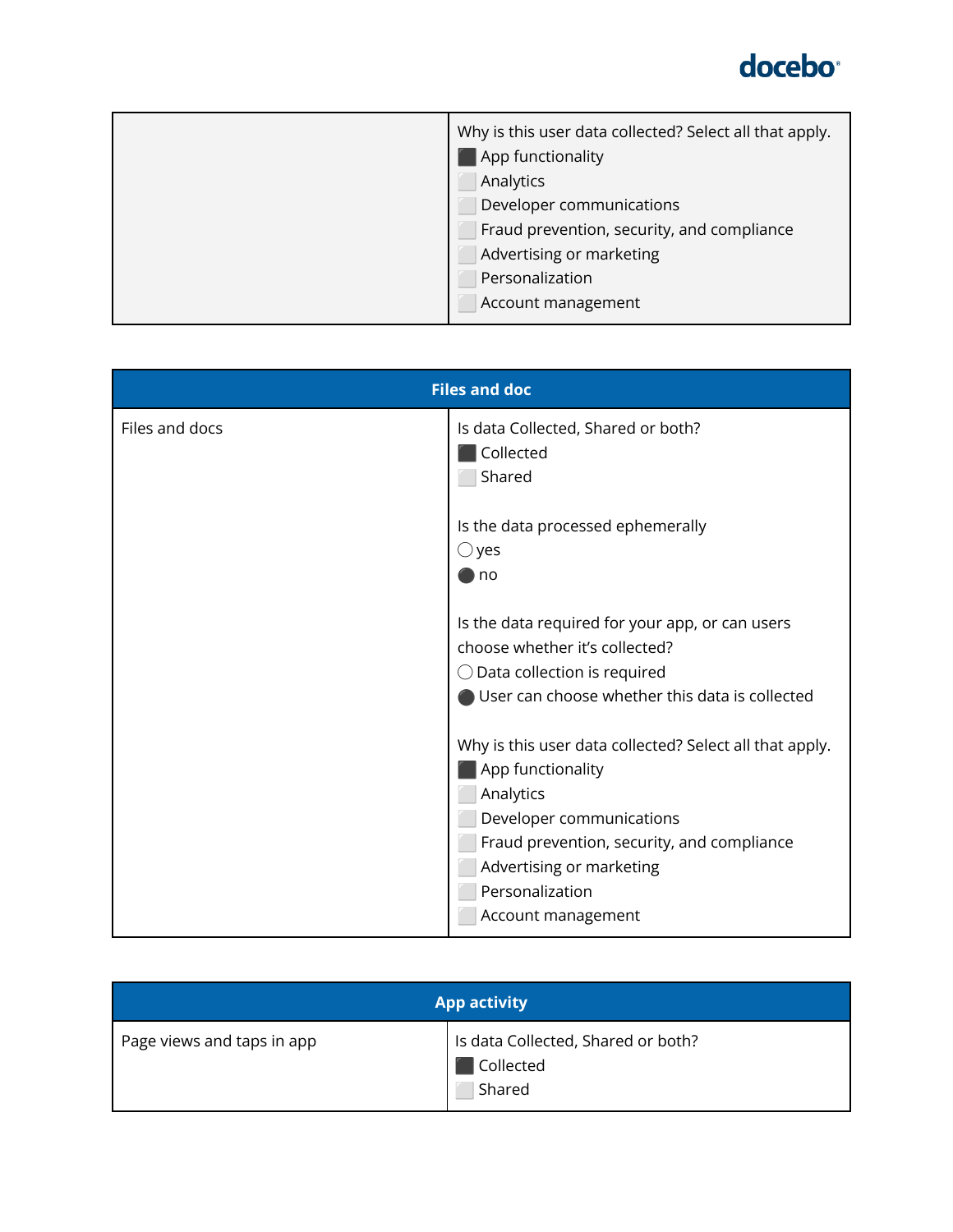| | Why is this user data collected? Select all that apply.<br>⬛ App functionality<br>⬜ Analytics<br>⬜ Developer communications<br>⬜ Fraud prevention, security, and compliance<br>⬜ Advertising or marketing<br>⬜ Personalization<br>⬜ Account management |
|---|---|

| Files and doc | |
|---|---|
| Files and docs | Is data Collected, Shared or both?<br>⬛ Collected<br>⬜ Shared<br><br>Is the data processed ephemerally<br>◯ yes<br>⚫ no<br><br>Is the data required for your app, or can users choose whether it's collected?<br>◯ Data collection is required<br>⚫ User can choose whether this data is collected<br><br>Why is this user data collected? Select all that apply.<br>⬛ App functionality<br>⬜ Analytics<br>⬜ Developer communications<br>⬜ Fraud prevention, security, and compliance<br>⬜ Advertising or marketing<br>⬜ Personalization<br>⬜ Account management |

| App activity | |
|---|---|
| Page views and taps in app | Is data Collected, Shared or both?<br>⬛ Collected<br>⬜ Shared |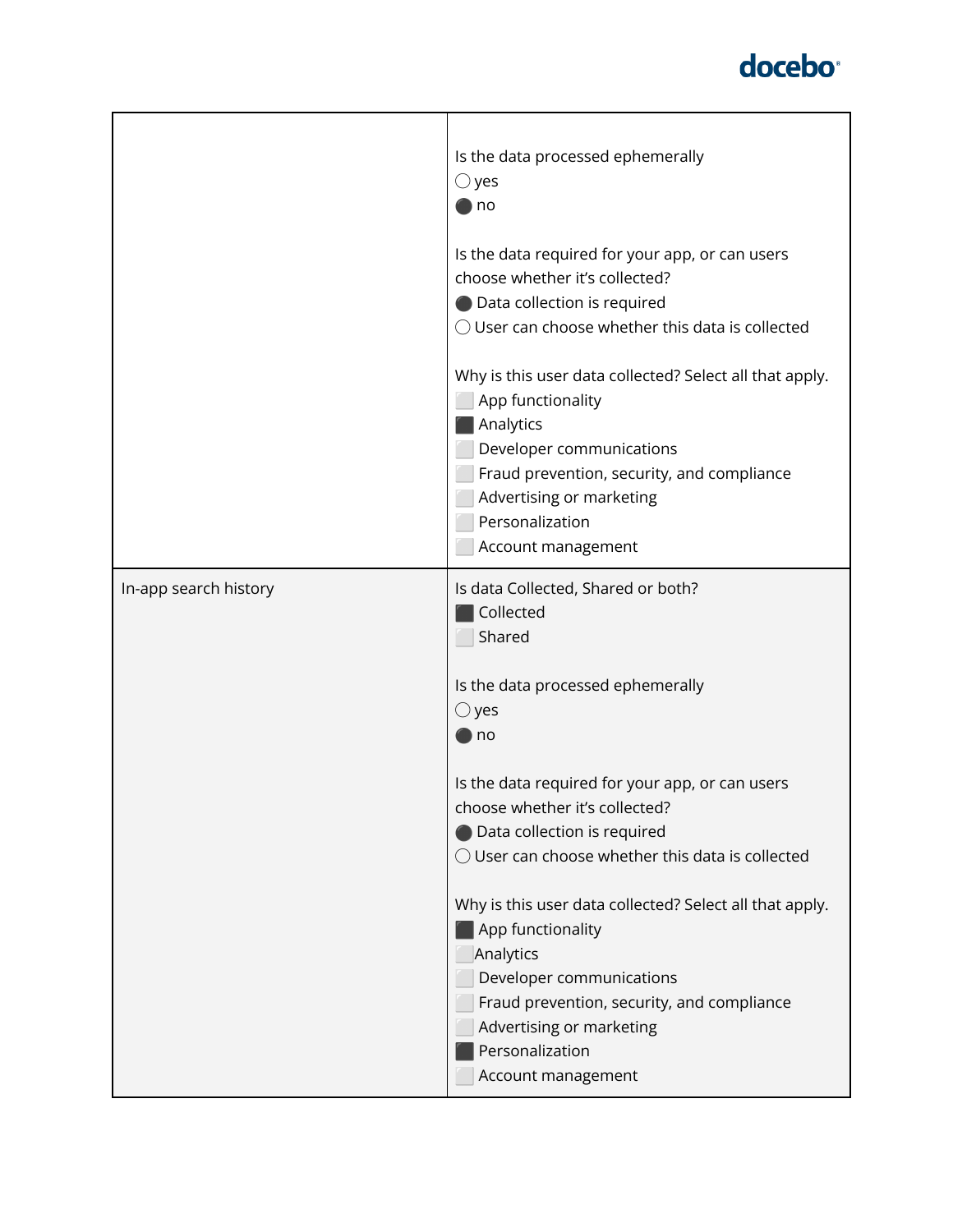| | |
|---|---|
| | Is the data processed ephemerally<br>◯ yes<br>⚫ no<br><br>Is the data required for your app, or can users choose whether it's collected?<br>⚫ Data collection is required<br>◯ User can choose whether this data is collected<br><br>Why is this user data collected? Select all that apply.<br>⬜ App functionality<br>⬛ Analytics<br>⬜ Developer communications<br>⬜ Fraud prevention, security, and compliance<br>⬜ Advertising or marketing<br>⬜ Personalization<br>⬜ Account management |
| In-app search history | Is data Collected, Shared or both?<br>⬛ Collected<br>⬜ Shared<br><br>Is the data processed ephemerally<br>◯ yes<br>⚫ no<br><br>Is the data required for your app, or can users choose whether it's collected?<br>⚫ Data collection is required<br>◯ User can choose whether this data is collected<br><br>Why is this user data collected? Select all that apply.<br>⬛ App functionality<br>⬜ Analytics<br>⬜ Developer communications<br>⬜ Fraud prevention, security, and compliance<br>⬜ Advertising or marketing<br>⬛ Personalization<br>⬜ Account management |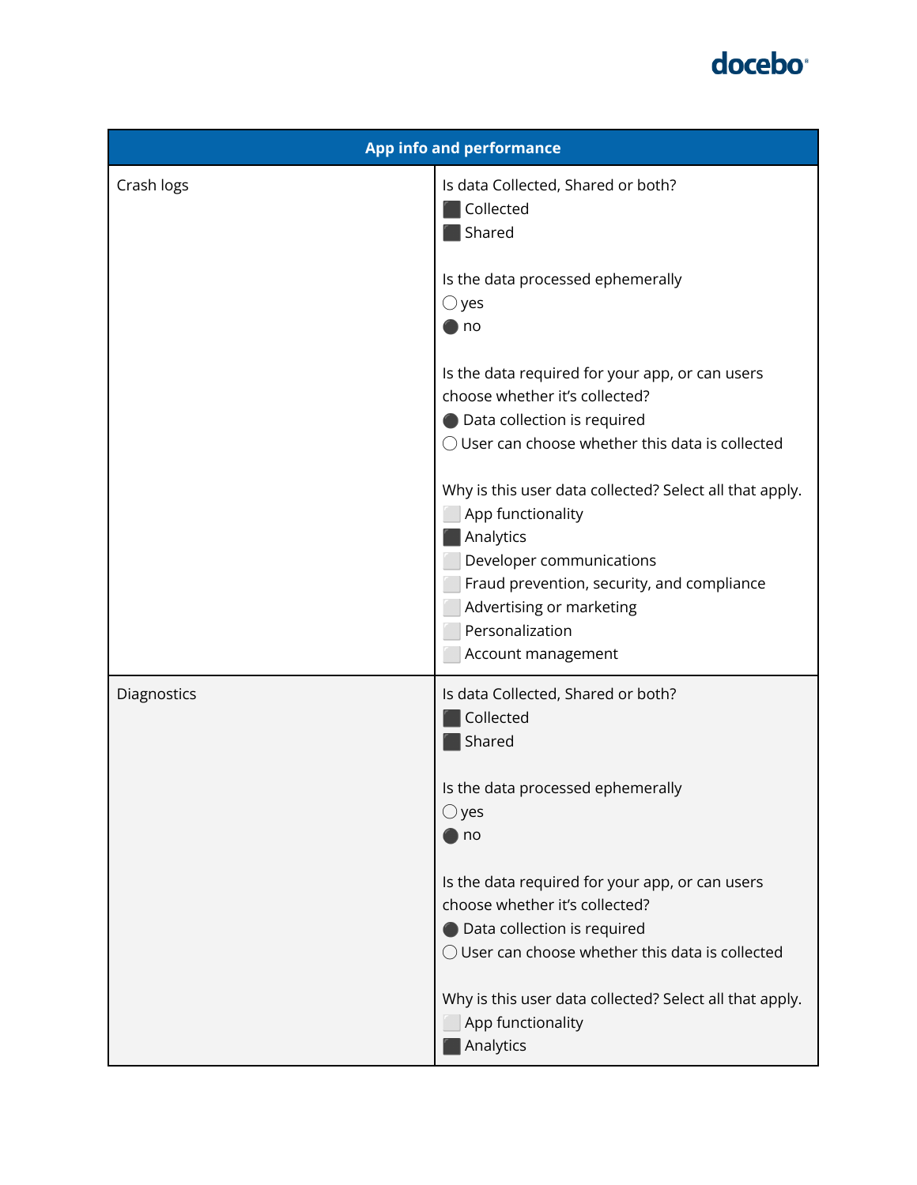| App info and performance | |
|---|---|
| Crash logs | Is data Collected, Shared or both?<br>⬛ Collected<br>⬛ Shared<br><br>Is the data processed ephemerally<br>◯ yes<br>⚫ no<br><br>Is the data required for your app, or can users choose whether it's collected?<br>⚫ Data collection is required<br>◯ User can choose whether this data is collected<br><br>Why is this user data collected? Select all that apply.<br>⬜ App functionality<br>⬛ Analytics<br>⬜ Developer communications<br>⬜ Fraud prevention, security, and compliance<br>⬜ Advertising or marketing<br>⬜ Personalization<br>⬜ Account management |
| Diagnostics | Is data Collected, Shared or both?<br>⬛ Collected<br>⬛ Shared<br><br>Is the data processed ephemerally<br>◯ yes<br>⚫ no<br><br>Is the data required for your app, or can users choose whether it's collected?<br>⚫ Data collection is required<br>◯ User can choose whether this data is collected<br><br>Why is this user data collected? Select all that apply.<br>⬜ App functionality<br>⬛ Analytics |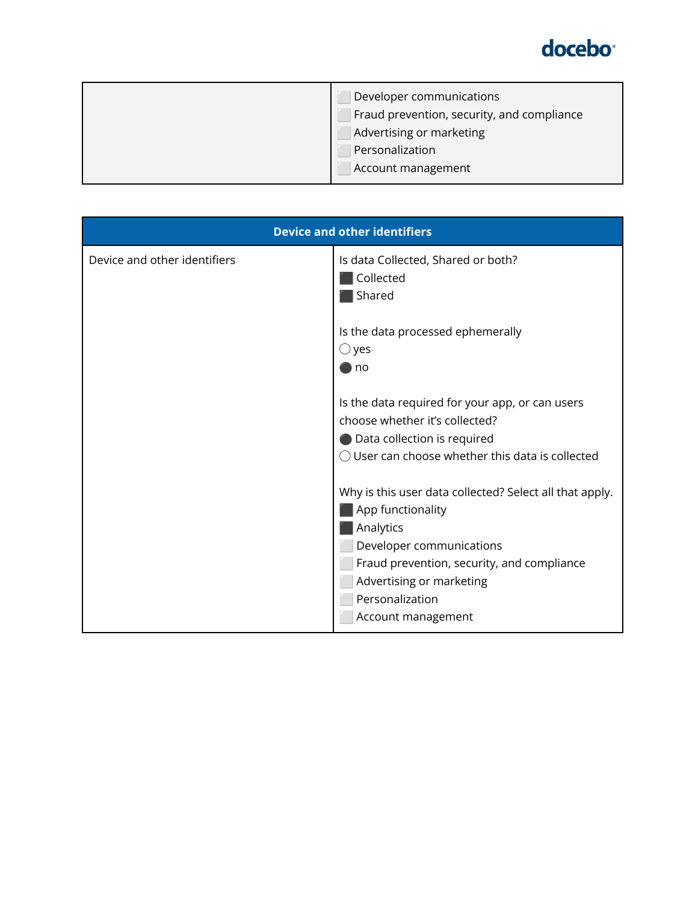| | |
|---|---|
| | ⬜ Developer communications<br>⬜ Fraud prevention, security, and compliance<br>⬜ Advertising or marketing<br>⬜ Personalization<br>⬜ Account management |

| Device and other identifiers | |
|---|---|
| Device and other identifiers | Is data Collected, Shared or both?<br>⬛ Collected<br>⬛ Shared<br><br>Is the data processed ephemerally<br>◯ yes<br>⚫ no<br><br>Is the data required for your app, or can users choose whether it's collected?<br>⚫ Data collection is required<br>◯ User can choose whether this data is collected<br><br>Why is this user data collected? Select all that apply.<br>⬛ App functionality<br>⬛ Analytics<br>⬜ Developer communications<br>⬜ Fraud prevention, security, and compliance<br>⬜ Advertising or marketing<br>⬜ Personalization<br>⬜ Account management |